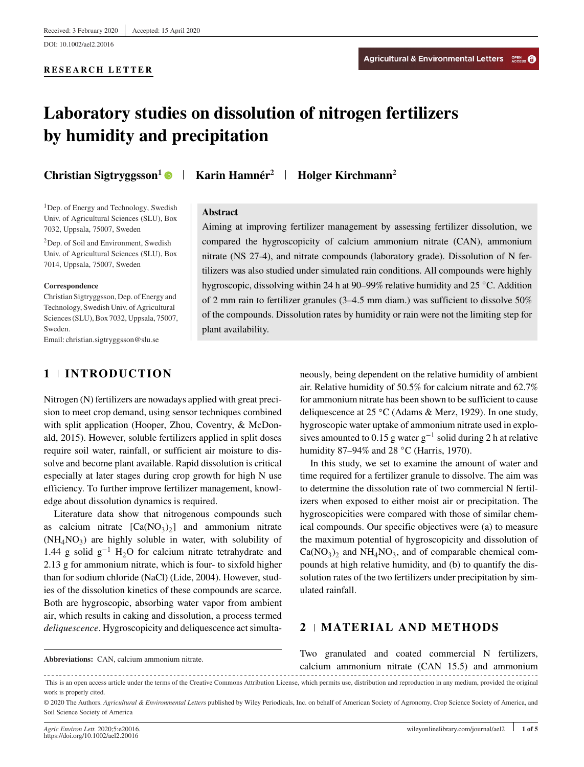Received: 3 February 2020 | Accepted: 15 April 2020

DOI: 10.1002/ael2.20016

**RESEARCH LETTER**

# Laboratory studies on dissolution of nitrogen fertilizers by humidity and precipitation

**Christian Sigtryggsson[1] | Karin Hamnér[2] | Holger Kirchmann[2]**

[1]Dep. of Energy and Technology, Swedish Univ. of Agricultural Sciences (SLU), Box 7032, Uppsala, 75007, Sweden

[2]Dep. of Soil and Environment, Swedish Univ. of Agricultural Sciences (SLU), Box 7014, Uppsala, 75007, Sweden

**Correspondence**

Christian Sigtryggsson, Dep. of Energy and Technology, Swedish Univ. of Agricultural Sciences (SLU), Box 7032, Uppsala, 75007, Sweden.

Email: christian.sigtryggsson@slu.se

## Abstract

Aiming at improving fertilizer management by assessing fertilizer dissolution, we compared the hygroscopicity of calcium ammonium nitrate (CAN), ammonium nitrate (NS 27-4), and nitrate compounds (laboratory grade). Dissolution of N fertilizers was also studied under simulated rain conditions. All compounds were highly hygroscopic, dissolving within 24 h at 90–99% relative humidity and 25 °C. Addition of 2 mm rain to fertilizer granules (3–4.5 mm diam.) was sufficient to dissolve 50% of the compounds. Dissolution rates by humidity or rain were not the limiting step for plant availability.

## 1 | INTRODUCTION

Nitrogen (N) fertilizers are nowadays applied with great precision to meet crop demand, using sensor techniques combined with split application (Hooper, Zhou, Coventry, & McDonald, 2015). However, soluble fertilizers applied in split doses require soil water, rainfall, or sufficient air moisture to dissolve and become plant available. Rapid dissolution is critical especially at later stages during crop growth for high N use efficiency. To further improve fertilizer management, knowledge about dissolution dynamics is required.

Literature data show that nitrogenous compounds such as calcium nitrate [$Ca(NO_3)_2$] and ammonium nitrate ($NH_4NO_3$) are highly soluble in water, with solubility of 1.44 g solid $g^{-1}$ $H_2O$ for calcium nitrate tetrahydrate and 2.13 g for ammonium nitrate, which is four- to sixfold higher than for sodium chloride (NaCl) (Lide, 2004). However, studies of the dissolution kinetics of these compounds are scarce. Both are hygroscopic, absorbing water vapor from ambient air, which results in caking and dissolution, a process termed *deliquescence*. Hygroscopicity and deliquescence act simultaneously, being dependent on the relative humidity of ambient air. Relative humidity of 50.5% for calcium nitrate and 62.7% for ammonium nitrate has been shown to be sufficient to cause deliquescence at 25 °C (Adams & Merz, 1929). In one study, hygroscopic water uptake of ammonium nitrate used in explosives amounted to 0.15 g water $g^{-1}$ solid during 2 h at relative humidity 87–94% and 28 °C (Harris, 1970).

In this study, we set to examine the amount of water and time required for a fertilizer granule to dissolve. The aim was to determine the dissolution rate of two commercial N fertilizers when exposed to either moist air or precipitation. The hygroscopicities were compared with those of similar chemical compounds. Our specific objectives were (a) to measure the maximum potential of hygroscopicity and dissolution of $Ca(NO_3)_2$ and $NH_4NO_3$, and of comparable chemical compounds at high relative humidity, and (b) to quantify the dissolution rates of the two fertilizers under precipitation by simulated rainfall.

## 2 | MATERIAL AND METHODS

Two granulated and coated commercial N fertilizers, calcium ammonium nitrate (CAN 15.5) and ammonium

**Abbreviations:** CAN, calcium ammonium nitrate.

This is an open access article under the terms of the Creative Commons Attribution License, which permits use, distribution and reproduction in any medium, provided the original work is properly cited.

© 2020 The Authors. *Agricultural & Environmental Letters* published by Wiley Periodicals, Inc. on behalf of American Society of Agronomy, Crop Science Society of America, and Soil Science Society of America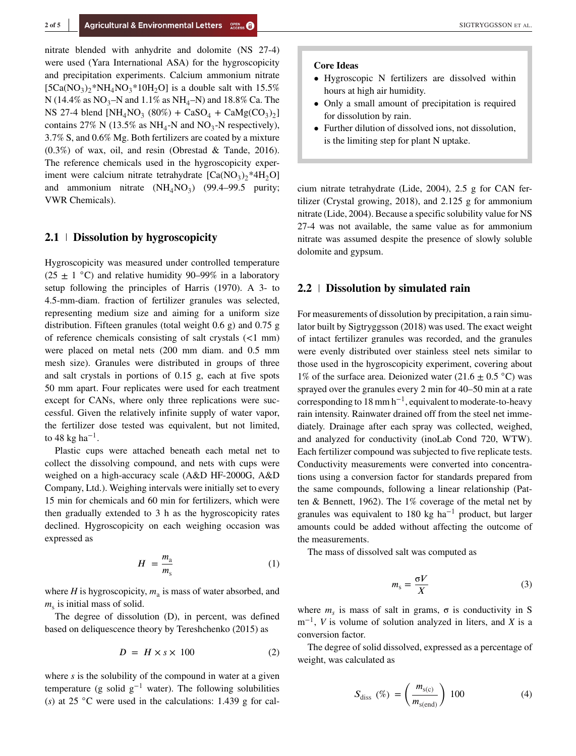nitrate blended with anhydrite and dolomite (NS 27-4) were used (Yara International ASA) for the hygroscopicity and precipitation experiments. Calcium ammonium nitrate [$5Ca(NO_3)_2*NH_4NO_3*10H_2O$] is a double salt with 15.5% N (14.4% as $NO_3$–N and 1.1% as $NH_4$–N) and 18.8% Ca. The NS 27-4 blend [$NH_4NO_3$ (80%) + $CaSO_4$ + $CaMg(CO_3)_2$] contains 27% N (13.5% as $NH_4$-N and $NO_3$-N respectively), 3.7% S, and 0.6% Mg. Both fertilizers are coated by a mixture (0.3%) of wax, oil, and resin (Obrestad & Tande, 2016). The reference chemicals used in the hygroscopicity experiment were calcium nitrate tetrahydrate [$Ca(NO_3)_2*4H_2O$] and ammonium nitrate ($NH_4NO_3$) (99.4–99.5 purity; VWR Chemicals).

> **Core Ideas**
> - Hygroscopic N fertilizers are dissolved within hours at high air humidity.
> - Only a small amount of precipitation is required for dissolution by rain.
> - Further dilution of dissolved ions, not dissolution, is the limiting step for plant N uptake.

## 2.1 | Dissolution by hygroscopicity

Hygroscopicity was measured under controlled temperature (25 ± 1 °C) and relative humidity 90–99% in a laboratory setup following the principles of Harris (1970). A 3- to 4.5-mm-diam. fraction of fertilizer granules was selected, representing medium size and aiming for a uniform size distribution. Fifteen granules (total weight 0.6 g) and 0.75 g of reference chemicals consisting of salt crystals (<1 mm) were placed on metal nets (200 mm diam. and 0.5 mm mesh size). Granules were distributed in groups of three and salt crystals in portions of 0.15 g, each at five spots 50 mm apart. Four replicates were used for each treatment except for CANs, where only three replications were successful. Given the relatively infinite supply of water vapor, the fertilizer dose tested was equivalent, but not limited, to 48 kg ha$^{-1}$.

Plastic cups were attached beneath each metal net to collect the dissolving compound, and nets with cups were weighed on a high-accuracy scale (A&D HF-2000G, A&D Company, Ltd.). Weighing intervals were initially set to every 15 min for chemicals and 60 min for fertilizers, which were then gradually extended to 3 h as the hygroscopicity rates declined. Hygroscopicity on each weighing occasion was expressed as

$$H = \frac{m_a}{m_s} \tag{1}$$

where $H$ is hygroscopicity, $m_a$ is mass of water absorbed, and $m_s$ is initial mass of solid.

The degree of dissolution (D), in percent, was defined based on deliquescence theory by Tereshchenko (2015) as

$$D = H \times s \times 100 \tag{2}$$

where $s$ is the solubility of the compound in water at a given temperature (g solid g$^{-1}$ water). The following solubilities ($s$) at 25 °C were used in the calculations: 1.439 g for calcium nitrate tetrahydrate (Lide, 2004), 2.5 g for CAN fertilizer (Crystal growing, 2018), and 2.125 g for ammonium nitrate (Lide, 2004). Because a specific solubility value for NS 27-4 was not available, the same value as for ammonium nitrate was assumed despite the presence of slowly soluble dolomite and gypsum.

## 2.2 | Dissolution by simulated rain

For measurements of dissolution by precipitation, a rain simulator built by Sigtryggsson (2018) was used. The exact weight of intact fertilizer granules was recorded, and the granules were evenly distributed over stainless steel nets similar to those used in the hygroscopicity experiment, covering about 1% of the surface area. Deionized water (21.6 ± 0.5 °C) was sprayed over the granules every 2 min for 40–50 min at a rate corresponding to 18 mm h$^{-1}$, equivalent to moderate-to-heavy rain intensity. Rainwater drained off from the steel net immediately. Drainage after each spray was collected, weighed, and analyzed for conductivity (inoLab Cond 720, WTW). Each fertilizer compound was subjected to five replicate tests. Conductivity measurements were converted into concentrations using a conversion factor for standards prepared from the same compounds, following a linear relationship (Patten & Bennett, 1962). The 1% coverage of the metal net by granules was equivalent to 180 kg ha$^{-1}$ product, but larger amounts could be added without affecting the outcome of the measurements.

The mass of dissolved salt was computed as

$$m_s = \frac{\sigma V}{X} \tag{3}$$

where $m_s$ is mass of salt in grams, $\sigma$ is conductivity in S m$^{-1}$, $V$ is volume of solution analyzed in liters, and $X$ is a conversion factor.

The degree of solid dissolved, expressed as a percentage of weight, was calculated as

$$S_{\text{diss}}\ (\%) = \left(\frac{m_{s(c)}}{m_{s(\text{end})}}\right) 100 \tag{4}$$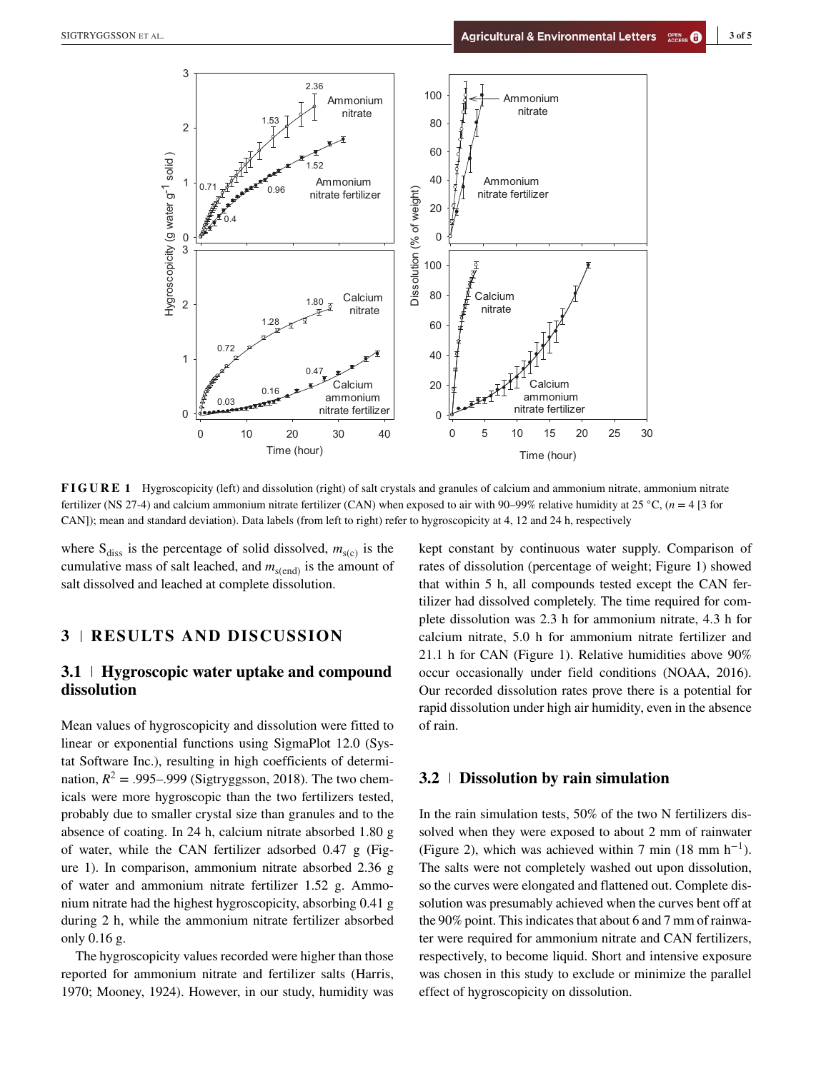**FIGURE 1** Hygroscopicity (left) and dissolution (right) of salt crystals and granules of calcium and ammonium nitrate, ammonium nitrate fertilizer (NS 27-4) and calcium ammonium nitrate fertilizer (CAN) when exposed to air with 90–99% relative humidity at 25 °C, ($n = 4$ [3 for CAN]); mean and standard deviation). Data labels (from left to right) refer to hygroscopicity at 4, 12 and 24 h, respectively

where $S_{diss}$ is the percentage of solid dissolved, $m_{s(c)}$ is the cumulative mass of salt leached, and $m_{s(end)}$ is the amount of salt dissolved and leached at complete dissolution.

## 3 | RESULTS AND DISCUSSION

### 3.1 | Hygroscopic water uptake and compound dissolution

Mean values of hygroscopicity and dissolution were fitted to linear or exponential functions using SigmaPlot 12.0 (Systat Software Inc.), resulting in high coefficients of determination, $R^2 = .995–.999$ (Sigtryggsson, 2018). The two chemicals were more hygroscopic than the two fertilizers tested, probably due to smaller crystal size than granules and to the absence of coating. In 24 h, calcium nitrate absorbed 1.80 g of water, while the CAN fertilizer adsorbed 0.47 g (Figure 1). In comparison, ammonium nitrate absorbed 2.36 g of water and ammonium nitrate fertilizer 1.52 g. Ammonium nitrate had the highest hygroscopicity, absorbing 0.41 g during 2 h, while the ammonium nitrate fertilizer absorbed only 0.16 g.

The hygroscopicity values recorded were higher than those reported for ammonium nitrate and fertilizer salts (Harris, 1970; Mooney, 1924). However, in our study, humidity was kept constant by continuous water supply. Comparison of rates of dissolution (percentage of weight; Figure 1) showed that within 5 h, all compounds tested except the CAN fertilizer had dissolved completely. The time required for complete dissolution was 2.3 h for ammonium nitrate, 4.3 h for calcium nitrate, 5.0 h for ammonium nitrate fertilizer and 21.1 h for CAN (Figure 1). Relative humidities above 90% occur occasionally under field conditions (NOAA, 2016). Our recorded dissolution rates prove there is a potential for rapid dissolution under high air humidity, even in the absence of rain.

### 3.2 | Dissolution by rain simulation

In the rain simulation tests, 50% of the two N fertilizers dissolved when they were exposed to about 2 mm of rainwater (Figure 2), which was achieved within 7 min (18 mm $h^{-1}$). The salts were not completely washed out upon dissolution, so the curves were elongated and flattened out. Complete dissolution was presumably achieved when the curves bent off at the 90% point. This indicates that about 6 and 7 mm of rainwater were required for ammonium nitrate and CAN fertilizers, respectively, to become liquid. Short and intensive exposure was chosen in this study to exclude or minimize the parallel effect of hygroscopicity on dissolution.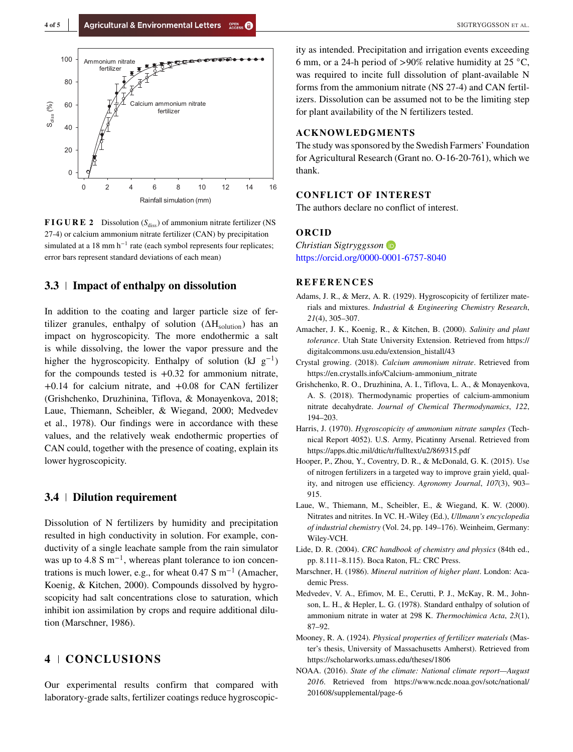**FIGURE 2** Dissolution ($S_{diss}$) of ammonium nitrate fertilizer (NS 27-4) or calcium ammonium nitrate fertilizer (CAN) by precipitation simulated at a 18 mm h$^{-1}$ rate (each symbol represents four replicates; error bars represent standard deviations of each mean)

### 3.3 | Impact of enthalpy on dissolution

In addition to the coating and larger particle size of fertilizer granules, enthalpy of solution ($\Delta H_{solution}$) has an impact on hygroscopicity. The more endothermic a salt is while dissolving, the lower the vapor pressure and the higher the hygroscopicity. Enthalpy of solution (kJ g$^{-1}$) for the compounds tested is +0.32 for ammonium nitrate, +0.14 for calcium nitrate, and +0.08 for CAN fertilizer (Grishchenko, Druzhinina, Tiflova, & Monayenkova, 2018; Laue, Thiemann, Scheibler, & Wiegand, 2000; Medvedev et al., 1978). Our findings were in accordance with these values, and the relatively weak endothermic properties of CAN could, together with the presence of coating, explain its lower hygroscopicity.

### 3.4 | Dilution requirement

Dissolution of N fertilizers by humidity and precipitation resulted in high conductivity in solution. For example, conductivity of a single leachate sample from the rain simulator was up to 4.8 S m$^{-1}$, whereas plant tolerance to ion concentrations is much lower, e.g., for wheat 0.47 S m$^{-1}$ (Amacher, Koenig, & Kitchen, 2000). Compounds dissolved by hygroscopicity had salt concentrations close to saturation, which inhibit ion assimilation by crops and require additional dilution (Marschner, 1986).

## 4 | CONCLUSIONS

Our experimental results confirm that compared with laboratory-grade salts, fertilizer coatings reduce hygroscopicity as intended. Precipitation and irrigation events exceeding 6 mm, or a 24-h period of >90% relative humidity at 25 °C, was required to incite full dissolution of plant-available N forms from the ammonium nitrate (NS 27-4) and CAN fertilizers. Dissolution can be assumed not to be the limiting step for plant availability of the N fertilizers tested.

## ACKNOWLEDGMENTS

The study was sponsored by the Swedish Farmers' Foundation for Agricultural Research (Grant no. O-16-20-761), which we thank.

## CONFLICT OF INTEREST

The authors declare no conflict of interest.

## ORCID

*Christian Sigtryggsson*
https://orcid.org/0000-0001-6757-8040

## REFERENCES

Adams, J. R., & Merz, A. R. (1929). Hygroscopicity of fertilizer materials and mixtures. *Industrial & Engineering Chemistry Research*, *21*(4), 305–307.

Amacher, J. K., Koenig, R., & Kitchen, B. (2000). *Salinity and plant tolerance*. Utah State University Extension. Retrieved from https://digitalcommons.usu.edu/extension_histall/43

Crystal growing. (2018). *Calcium ammonium nitrate*. Retrieved from https://en.crystalls.info/Calcium-ammonium_nitrate

Grishchenko, R. O., Druzhinina, A. I., Tiflova, L. A., & Monayenkova, A. S. (2018). Thermodynamic properties of calcium-ammonium nitrate decahydrate. *Journal of Chemical Thermodynamics*, *122*, 194–203.

Harris, J. (1970). *Hygroscopicity of ammonium nitrate samples* (Technical Report 4052). U.S. Army, Picatinny Arsenal. Retrieved from https://apps.dtic.mil/dtic/tr/fulltext/u2/869315.pdf

Hooper, P., Zhou, Y., Coventry, D. R., & McDonald, G. K. (2015). Use of nitrogen fertilizers in a targeted way to improve grain yield, quality, and nitrogen use efficiency. *Agronomy Journal*, *107*(3), 903–915.

Laue, W., Thiemann, M., Scheibler, E., & Wiegand, K. W. (2000). Nitrates and nitrites. In VC. H.-Wiley (Ed.), *Ullmann's encyclopedia of industrial chemistry* (Vol. 24, pp. 149–176). Weinheim, Germany: Wiley-VCH.

Lide, D. R. (2004). *CRC handbook of chemistry and physics* (84th ed., pp. 8.111–8.115). Boca Raton, FL: CRC Press.

Marschner, H. (1986). *Mineral nutrition of higher plant*. London: Academic Press.

Medvedev, V. A., Efimov, M. E., Cerutti, P. J., McKay, R. M., Johnson, L. H., & Hepler, L. G. (1978). Standard enthalpy of solution of ammonium nitrate in water at 298 K. *Thermochimica Acta*, *23*(1), 87–92.

Mooney, R. A. (1924). *Physical properties of fertilizer materials* (Master's thesis, University of Massachusetts Amherst). Retrieved from https://scholarworks.umass.edu/theses/1806

NOAA. (2016). *State of the climate: National climate report—August 2016*. Retrieved from https://www.ncdc.noaa.gov/sotc/national/201608/supplemental/page-6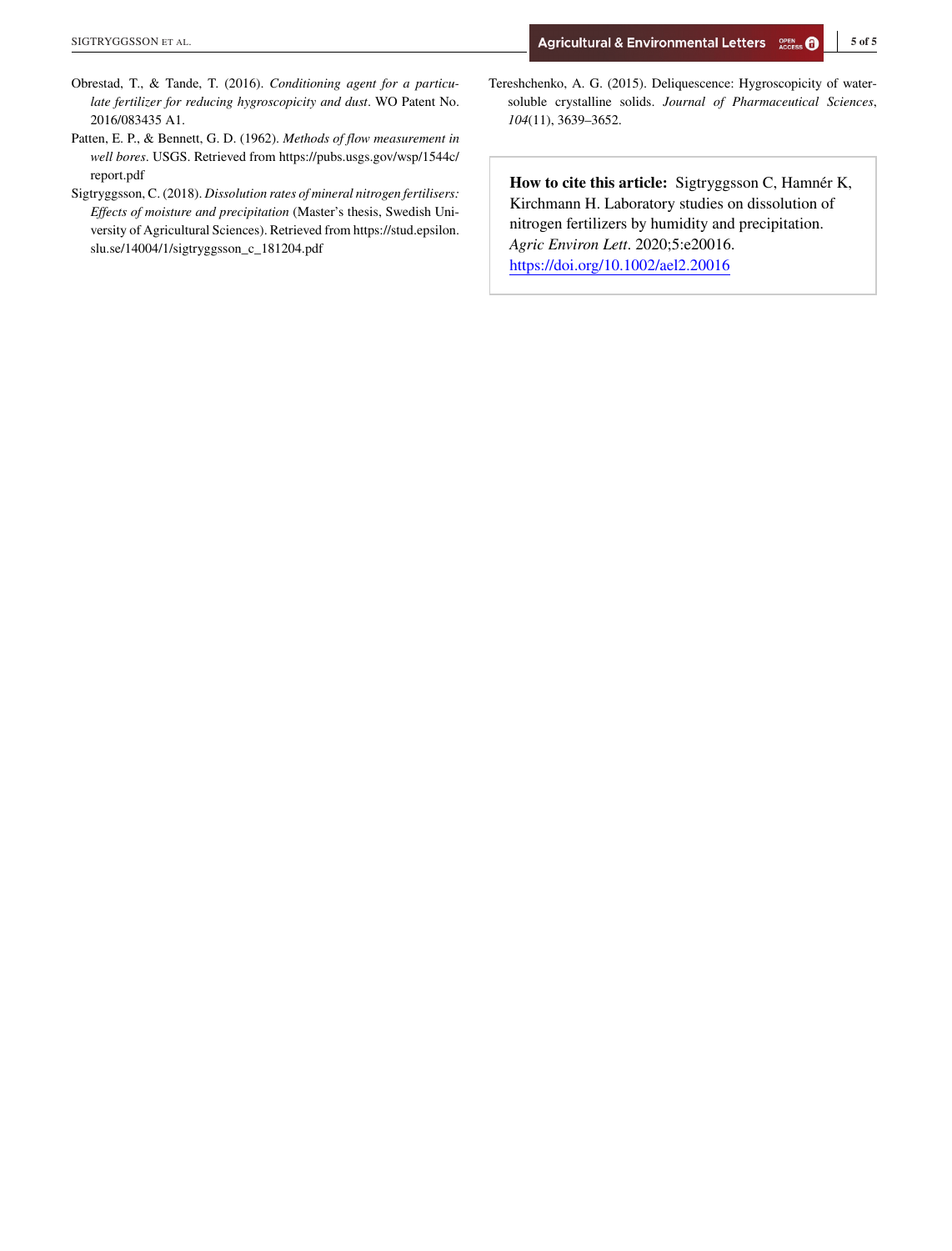Obrestad, T., & Tande, T. (2016). *Conditioning agent for a particulate fertilizer for reducing hygroscopicity and dust*. WO Patent No. 2016/083435 A1.

Patten, E. P., & Bennett, G. D. (1962). *Methods of flow measurement in well bores*. USGS. Retrieved from https://pubs.usgs.gov/wsp/1544c/report.pdf

Sigtryggsson, C. (2018). *Dissolution rates of mineral nitrogen fertilisers: Effects of moisture and precipitation* (Master's thesis, Swedish University of Agricultural Sciences). Retrieved from https://stud.epsilon.slu.se/14004/1/sigtryggsson_c_181204.pdf

Tereshchenko, A. G. (2015). Deliquescence: Hygroscopicity of water-soluble crystalline solids. *Journal of Pharmaceutical Sciences*, *104*(11), 3639–3652.

**How to cite this article:** Sigtryggsson C, Hamnér K, Kirchmann H. Laboratory studies on dissolution of nitrogen fertilizers by humidity and precipitation. *Agric Environ Lett*. 2020;5:e20016. https://doi.org/10.1002/ael2.20016